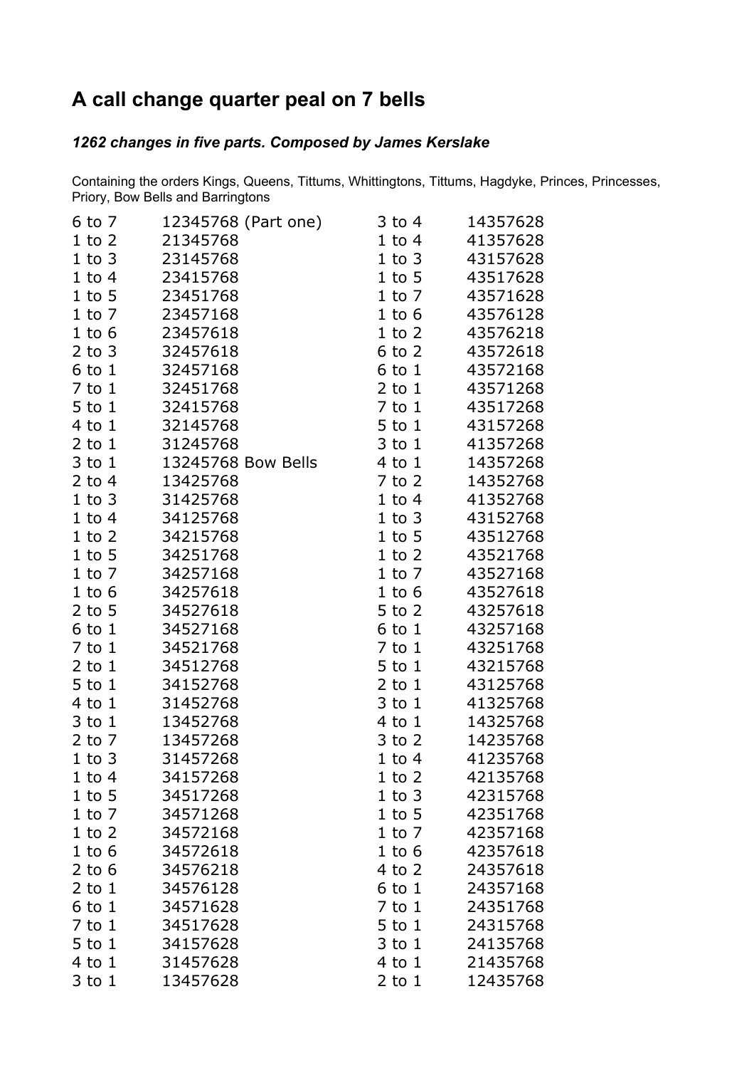## A call change quarter peal on 7 bells

***1262 changes in five parts. Composed by James Kerslake***

Containing the orders Kings, Queens, Tittums, Whittingtons, Tittums, Hagdyke, Princes, Princesses, Priory, Bow Bells and Barringtons

| | |
|---|---|
| 6 to 7 | 12345768 (Part one) |
| 1 to 2 | 21345768 |
| 1 to 3 | 23145768 |
| 1 to 4 | 23415768 |
| 1 to 5 | 23451768 |
| 1 to 7 | 23457168 |
| 1 to 6 | 23457618 |
| 2 to 3 | 32457618 |
| 6 to 1 | 32457168 |
| 7 to 1 | 32451768 |
| 5 to 1 | 32415768 |
| 4 to 1 | 32145768 |
| 2 to 1 | 31245768 |
| 3 to 1 | 13245768 Bow Bells |
| 2 to 4 | 13425768 |
| 1 to 3 | 31425768 |
| 1 to 4 | 34125768 |
| 1 to 2 | 34215768 |
| 1 to 5 | 34251768 |
| 1 to 7 | 34257168 |
| 1 to 6 | 34257618 |
| 2 to 5 | 34527618 |
| 6 to 1 | 34527168 |
| 7 to 1 | 34521768 |
| 2 to 1 | 34512768 |
| 5 to 1 | 34152768 |
| 4 to 1 | 31452768 |
| 3 to 1 | 13452768 |
| 2 to 7 | 13457268 |
| 1 to 3 | 31457268 |
| 1 to 4 | 34157268 |
| 1 to 5 | 34517268 |
| 1 to 7 | 34571268 |
| 1 to 2 | 34572168 |
| 1 to 6 | 34572618 |
| 2 to 6 | 34576218 |
| 2 to 1 | 34576128 |
| 6 to 1 | 34571628 |
| 7 to 1 | 34517628 |
| 5 to 1 | 34157628 |
| 4 to 1 | 31457628 |
| 3 to 1 | 13457628 |
| 3 to 4 | 14357628 |
| 1 to 4 | 41357628 |
| 1 to 3 | 43157628 |
| 1 to 5 | 43517628 |
| 1 to 7 | 43571628 |
| 1 to 6 | 43576128 |
| 1 to 2 | 43576218 |
| 6 to 2 | 43572618 |
| 6 to 1 | 43572168 |
| 2 to 1 | 43571268 |
| 7 to 1 | 43517268 |
| 5 to 1 | 43157268 |
| 3 to 1 | 41357268 |
| 4 to 1 | 14357268 |
| 7 to 2 | 14352768 |
| 1 to 4 | 41352768 |
| 1 to 3 | 43152768 |
| 1 to 5 | 43512768 |
| 1 to 2 | 43521768 |
| 1 to 7 | 43527168 |
| 1 to 6 | 43527618 |
| 5 to 2 | 43257618 |
| 6 to 1 | 43257168 |
| 7 to 1 | 43251768 |
| 5 to 1 | 43215768 |
| 2 to 1 | 43125768 |
| 3 to 1 | 41325768 |
| 4 to 1 | 14325768 |
| 3 to 2 | 14235768 |
| 1 to 4 | 41235768 |
| 1 to 2 | 42135768 |
| 1 to 3 | 42315768 |
| 1 to 5 | 42351768 |
| 1 to 7 | 42357168 |
| 1 to 6 | 42357618 |
| 4 to 2 | 24357618 |
| 6 to 1 | 24357168 |
| 7 to 1 | 24351768 |
| 5 to 1 | 24315768 |
| 3 to 1 | 24135768 |
| 4 to 1 | 21435768 |
| 2 to 1 | 12435768 |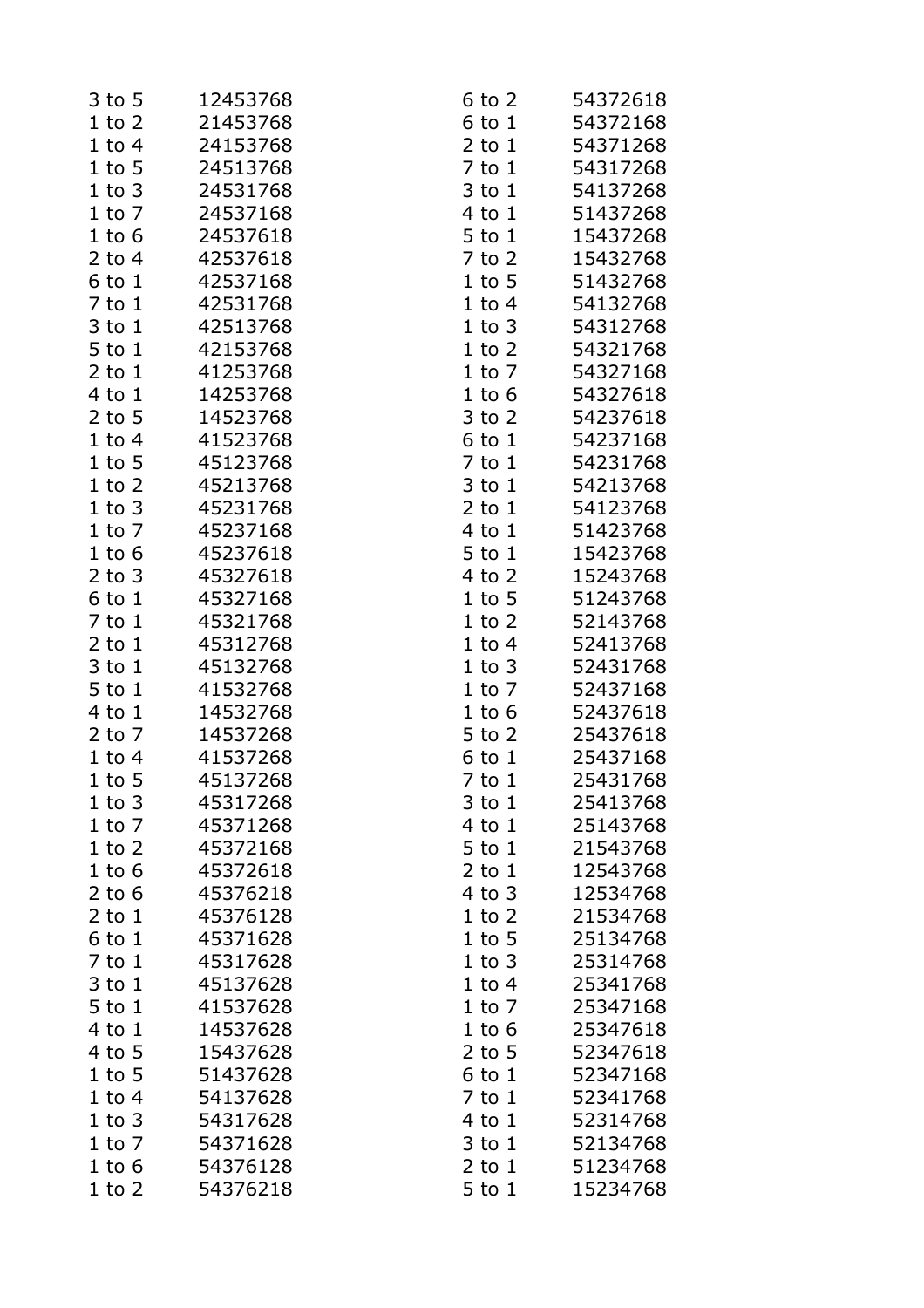| | |
|---|---|
| 3 to 5 | 12453768 |
| 1 to 2 | 21453768 |
| 1 to 4 | 24153768 |
| 1 to 5 | 24513768 |
| 1 to 3 | 24531768 |
| 1 to 7 | 24537168 |
| 1 to 6 | 24537618 |
| 2 to 4 | 42537618 |
| 6 to 1 | 42537168 |
| 7 to 1 | 42531768 |
| 3 to 1 | 42513768 |
| 5 to 1 | 42153768 |
| 2 to 1 | 41253768 |
| 4 to 1 | 14253768 |
| 2 to 5 | 14523768 |
| 1 to 4 | 41523768 |
| 1 to 5 | 45123768 |
| 1 to 2 | 45213768 |
| 1 to 3 | 45231768 |
| 1 to 7 | 45237168 |
| 1 to 6 | 45237618 |
| 2 to 3 | 45327618 |
| 6 to 1 | 45327168 |
| 7 to 1 | 45321768 |
| 2 to 1 | 45312768 |
| 3 to 1 | 45132768 |
| 5 to 1 | 41532768 |
| 4 to 1 | 14532768 |
| 2 to 7 | 14537268 |
| 1 to 4 | 41537268 |
| 1 to 5 | 45137268 |
| 1 to 3 | 45317268 |
| 1 to 7 | 45371268 |
| 1 to 2 | 45372168 |
| 1 to 6 | 45372618 |
| 2 to 6 | 45376218 |
| 2 to 1 | 45376128 |
| 6 to 1 | 45371628 |
| 7 to 1 | 45317628 |
| 3 to 1 | 45137628 |
| 5 to 1 | 41537628 |
| 4 to 1 | 14537628 |
| 4 to 5 | 15437628 |
| 1 to 5 | 51437628 |
| 1 to 4 | 54137628 |
| 1 to 3 | 54317628 |
| 1 to 7 | 54371628 |
| 1 to 6 | 54376128 |
| 1 to 2 | 54376218 |
| 6 to 2 | 54372618 |
| 6 to 1 | 54372168 |
| 2 to 1 | 54371268 |
| 7 to 1 | 54317268 |
| 3 to 1 | 54137268 |
| 4 to 1 | 51437268 |
| 5 to 1 | 15437268 |
| 7 to 2 | 15432768 |
| 1 to 5 | 51432768 |
| 1 to 4 | 54132768 |
| 1 to 3 | 54312768 |
| 1 to 2 | 54321768 |
| 1 to 7 | 54327168 |
| 1 to 6 | 54327618 |
| 3 to 2 | 54237618 |
| 6 to 1 | 54237168 |
| 7 to 1 | 54231768 |
| 3 to 1 | 54213768 |
| 2 to 1 | 54123768 |
| 4 to 1 | 51423768 |
| 5 to 1 | 15423768 |
| 4 to 2 | 15243768 |
| 1 to 5 | 51243768 |
| 1 to 2 | 52143768 |
| 1 to 4 | 52413768 |
| 1 to 3 | 52431768 |
| 1 to 7 | 52437168 |
| 1 to 6 | 52437618 |
| 5 to 2 | 25437618 |
| 6 to 1 | 25437168 |
| 7 to 1 | 25431768 |
| 3 to 1 | 25413768 |
| 4 to 1 | 25143768 |
| 5 to 1 | 21543768 |
| 2 to 1 | 12543768 |
| 4 to 3 | 12534768 |
| 1 to 2 | 21534768 |
| 1 to 5 | 25134768 |
| 1 to 3 | 25314768 |
| 1 to 4 | 25341768 |
| 1 to 7 | 25347168 |
| 1 to 6 | 25347618 |
| 2 to 5 | 52347618 |
| 6 to 1 | 52347168 |
| 7 to 1 | 52341768 |
| 4 to 1 | 52314768 |
| 3 to 1 | 52134768 |
| 2 to 1 | 51234768 |
| 5 to 1 | 15234768 |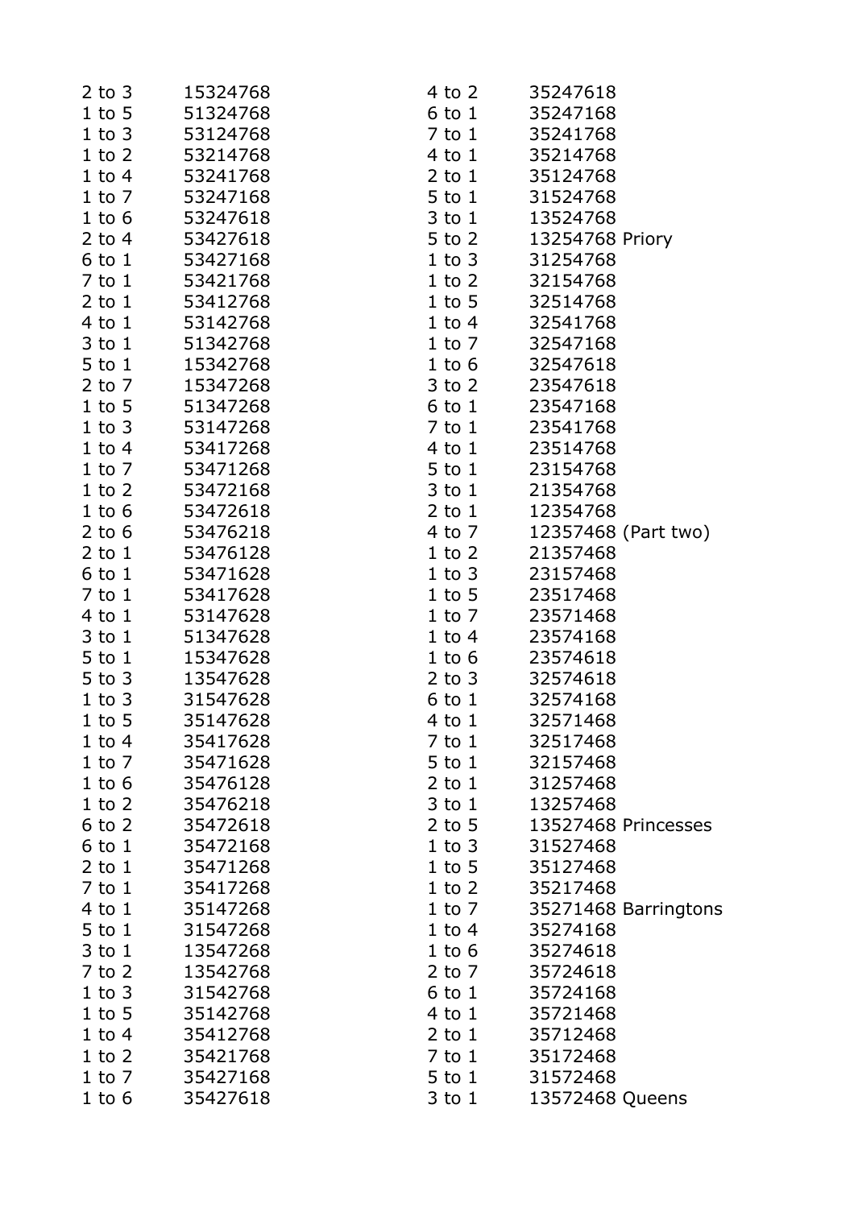| | | | |
|---|---|---|---|
| 2 to 3 | 15324768 | 4 to 2 | 35247618 |
| 1 to 5 | 51324768 | 6 to 1 | 35247168 |
| 1 to 3 | 53124768 | 7 to 1 | 35241768 |
| 1 to 2 | 53214768 | 4 to 1 | 35214768 |
| 1 to 4 | 53241768 | 2 to 1 | 35124768 |
| 1 to 7 | 53247168 | 5 to 1 | 31524768 |
| 1 to 6 | 53247618 | 3 to 1 | 13524768 |
| 2 to 4 | 53427618 | 5 to 2 | 13254768 Priory |
| 6 to 1 | 53427168 | 1 to 3 | 31254768 |
| 7 to 1 | 53421768 | 1 to 2 | 32154768 |
| 2 to 1 | 53412768 | 1 to 5 | 32514768 |
| 4 to 1 | 53142768 | 1 to 4 | 32541768 |
| 3 to 1 | 51342768 | 1 to 7 | 32547168 |
| 5 to 1 | 15342768 | 1 to 6 | 32547618 |
| 2 to 7 | 15347268 | 3 to 2 | 23547618 |
| 1 to 5 | 51347268 | 6 to 1 | 23547168 |
| 1 to 3 | 53147268 | 7 to 1 | 23541768 |
| 1 to 4 | 53417268 | 4 to 1 | 23514768 |
| 1 to 7 | 53471268 | 5 to 1 | 23154768 |
| 1 to 2 | 53472168 | 3 to 1 | 21354768 |
| 1 to 6 | 53472618 | 2 to 1 | 12354768 |
| 2 to 6 | 53476218 | 4 to 7 | 12357468 (Part two) |
| 2 to 1 | 53476128 | 1 to 2 | 21357468 |
| 6 to 1 | 53471628 | 1 to 3 | 23157468 |
| 7 to 1 | 53417628 | 1 to 5 | 23517468 |
| 4 to 1 | 53147628 | 1 to 7 | 23571468 |
| 3 to 1 | 51347628 | 1 to 4 | 23574168 |
| 5 to 1 | 15347628 | 1 to 6 | 23574618 |
| 5 to 3 | 13547628 | 2 to 3 | 32574618 |
| 1 to 3 | 31547628 | 6 to 1 | 32574168 |
| 1 to 5 | 35147628 | 4 to 1 | 32571468 |
| 1 to 4 | 35417628 | 7 to 1 | 32517468 |
| 1 to 7 | 35471628 | 5 to 1 | 32157468 |
| 1 to 6 | 35476128 | 2 to 1 | 31257468 |
| 1 to 2 | 35476218 | 3 to 1 | 13257468 |
| 6 to 2 | 35472618 | 2 to 5 | 13527468 Princesses |
| 6 to 1 | 35472168 | 1 to 3 | 31527468 |
| 2 to 1 | 35471268 | 1 to 5 | 35127468 |
| 7 to 1 | 35417268 | 1 to 2 | 35217468 |
| 4 to 1 | 35147268 | 1 to 7 | 35271468 Barringtons |
| 5 to 1 | 31547268 | 1 to 4 | 35274168 |
| 3 to 1 | 13547268 | 1 to 6 | 35274618 |
| 7 to 2 | 13542768 | 2 to 7 | 35724618 |
| 1 to 3 | 31542768 | 6 to 1 | 35724168 |
| 1 to 5 | 35142768 | 4 to 1 | 35721468 |
| 1 to 4 | 35412768 | 2 to 1 | 35712468 |
| 1 to 2 | 35421768 | 7 to 1 | 35172468 |
| 1 to 7 | 35427168 | 5 to 1 | 31572468 |
| 1 to 6 | 35427618 | 3 to 1 | 13572468 Queens |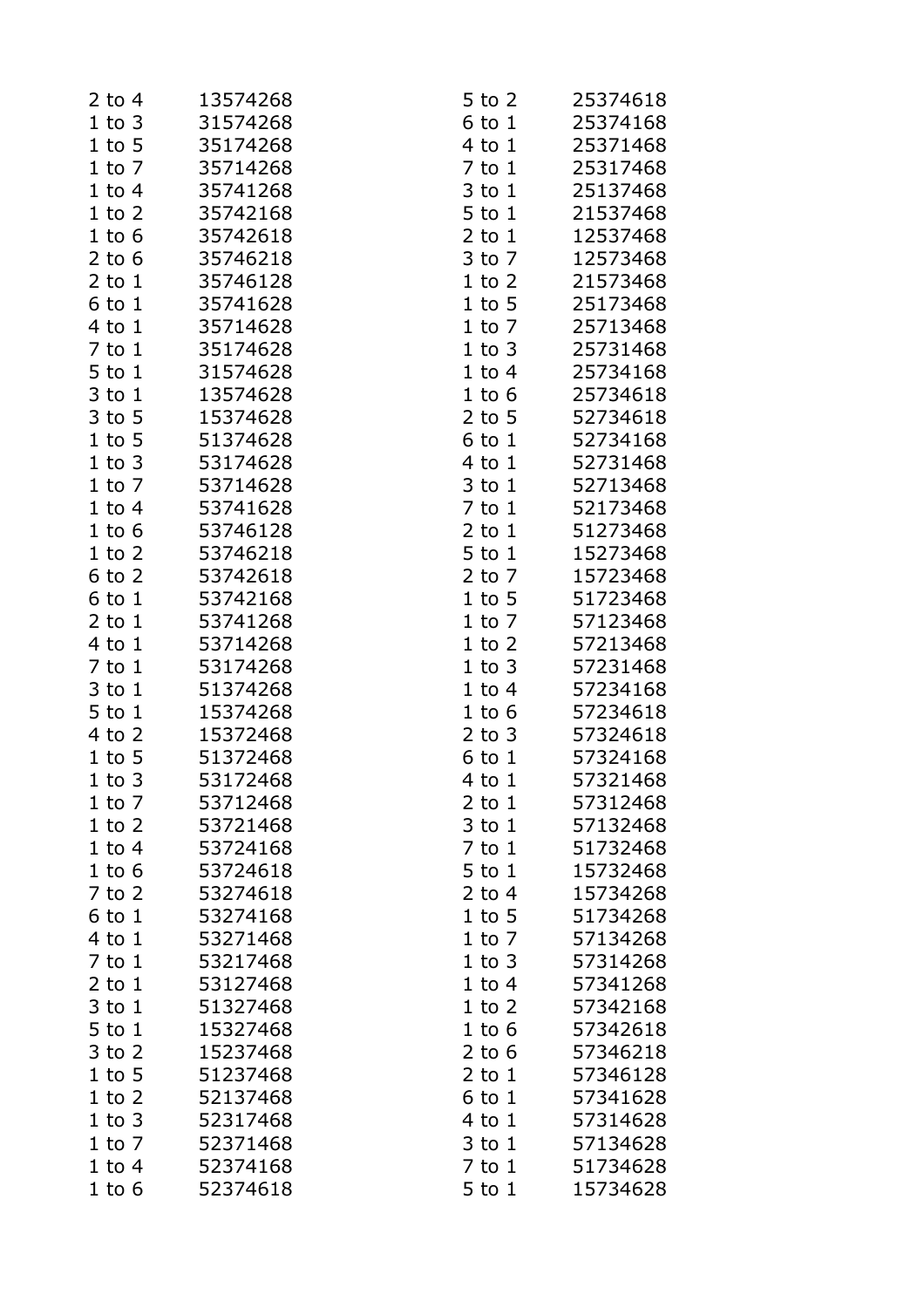| | |
|---|---|
| 2 to 4 | 13574268 |
| 1 to 3 | 31574268 |
| 1 to 5 | 35174268 |
| 1 to 7 | 35714268 |
| 1 to 4 | 35741268 |
| 1 to 2 | 35742168 |
| 1 to 6 | 35742618 |
| 2 to 6 | 35746218 |
| 2 to 1 | 35746128 |
| 6 to 1 | 35741628 |
| 4 to 1 | 35714628 |
| 7 to 1 | 35174628 |
| 5 to 1 | 31574628 |
| 3 to 1 | 13574628 |
| 3 to 5 | 15374628 |
| 1 to 5 | 51374628 |
| 1 to 3 | 53174628 |
| 1 to 7 | 53714628 |
| 1 to 4 | 53741628 |
| 1 to 6 | 53746128 |
| 1 to 2 | 53746218 |
| 6 to 2 | 53742618 |
| 6 to 1 | 53742168 |
| 2 to 1 | 53741268 |
| 4 to 1 | 53714268 |
| 7 to 1 | 53174268 |
| 3 to 1 | 51374268 |
| 5 to 1 | 15374268 |
| 4 to 2 | 15372468 |
| 1 to 5 | 51372468 |
| 1 to 3 | 53172468 |
| 1 to 7 | 53712468 |
| 1 to 2 | 53721468 |
| 1 to 4 | 53724168 |
| 1 to 6 | 53724618 |
| 7 to 2 | 53274618 |
| 6 to 1 | 53274168 |
| 4 to 1 | 53271468 |
| 7 to 1 | 53217468 |
| 2 to 1 | 53127468 |
| 3 to 1 | 51327468 |
| 5 to 1 | 15327468 |
| 3 to 2 | 15237468 |
| 1 to 5 | 51237468 |
| 1 to 2 | 52137468 |
| 1 to 3 | 52317468 |
| 1 to 7 | 52371468 |
| 1 to 4 | 52374168 |
| 1 to 6 | 52374618 |
| 5 to 2 | 25374618 |
| 6 to 1 | 25374168 |
| 4 to 1 | 25371468 |
| 7 to 1 | 25317468 |
| 3 to 1 | 25137468 |
| 5 to 1 | 21537468 |
| 2 to 1 | 12537468 |
| 3 to 7 | 12573468 |
| 1 to 2 | 21573468 |
| 1 to 5 | 25173468 |
| 1 to 7 | 25713468 |
| 1 to 3 | 25731468 |
| 1 to 4 | 25734168 |
| 1 to 6 | 25734618 |
| 2 to 5 | 52734618 |
| 6 to 1 | 52734168 |
| 4 to 1 | 52731468 |
| 3 to 1 | 52713468 |
| 7 to 1 | 52173468 |
| 2 to 1 | 51273468 |
| 5 to 1 | 15273468 |
| 2 to 7 | 15723468 |
| 1 to 5 | 51723468 |
| 1 to 7 | 57123468 |
| 1 to 2 | 57213468 |
| 1 to 3 | 57231468 |
| 1 to 4 | 57234168 |
| 1 to 6 | 57234618 |
| 2 to 3 | 57324618 |
| 6 to 1 | 57324168 |
| 4 to 1 | 57321468 |
| 2 to 1 | 57312468 |
| 3 to 1 | 57132468 |
| 7 to 1 | 51732468 |
| 5 to 1 | 15732468 |
| 2 to 4 | 15734268 |
| 1 to 5 | 51734268 |
| 1 to 7 | 57134268 |
| 1 to 3 | 57314268 |
| 1 to 4 | 57341268 |
| 1 to 2 | 57342168 |
| 1 to 6 | 57342618 |
| 2 to 6 | 57346218 |
| 2 to 1 | 57346128 |
| 6 to 1 | 57341628 |
| 4 to 1 | 57314628 |
| 3 to 1 | 57134628 |
| 7 to 1 | 51734628 |
| 5 to 1 | 15734628 |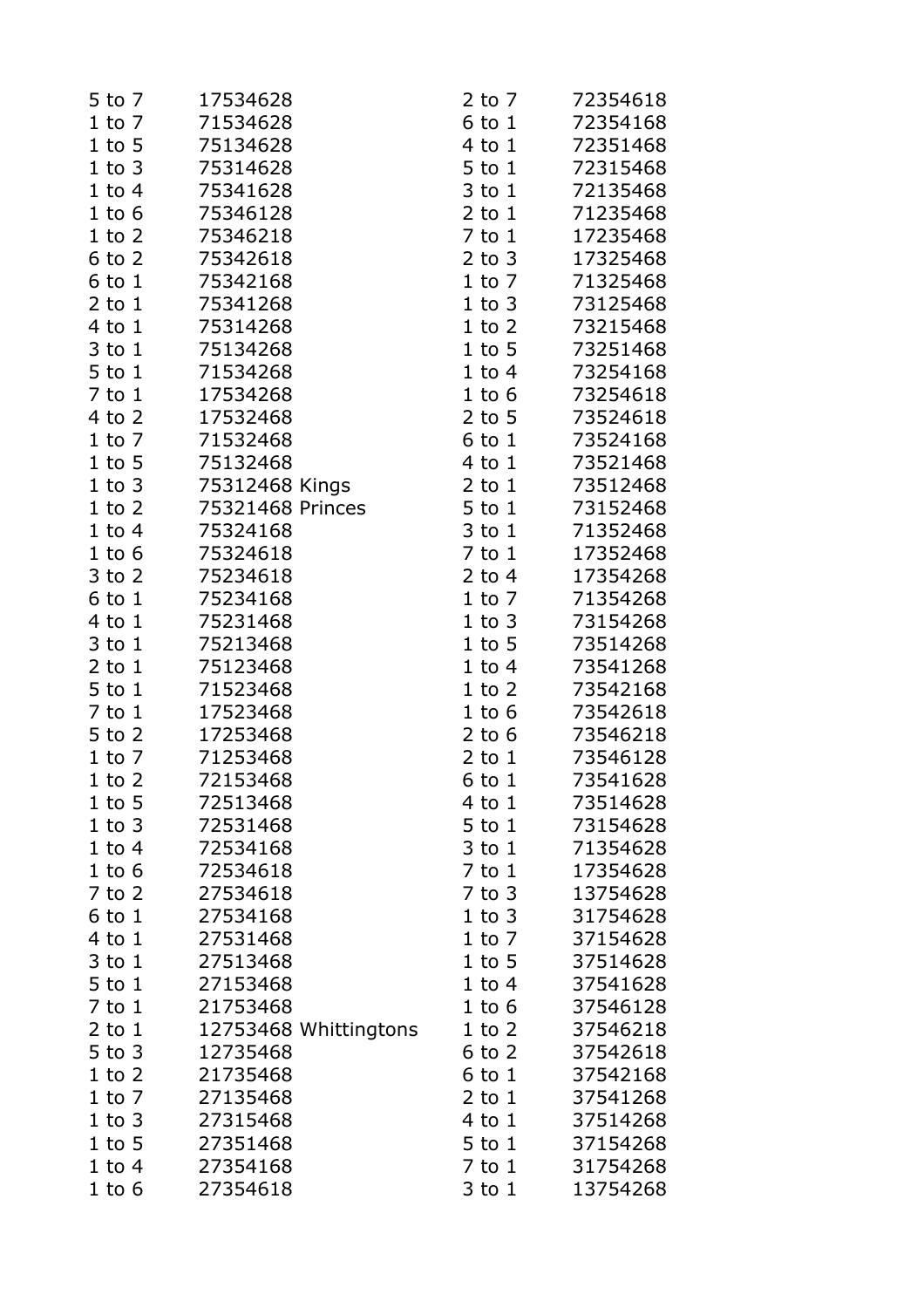| | | | |
|---|---|---|---|
| 5 to 7 | 17534628 | 2 to 7 | 72354618 |
| 1 to 7 | 71534628 | 6 to 1 | 72354168 |
| 1 to 5 | 75134628 | 4 to 1 | 72351468 |
| 1 to 3 | 75314628 | 5 to 1 | 72315468 |
| 1 to 4 | 75341628 | 3 to 1 | 72135468 |
| 1 to 6 | 75346128 | 2 to 1 | 71235468 |
| 1 to 2 | 75346218 | 7 to 1 | 17235468 |
| 6 to 2 | 75342618 | 2 to 3 | 17325468 |
| 6 to 1 | 75342168 | 1 to 7 | 71325468 |
| 2 to 1 | 75341268 | 1 to 3 | 73125468 |
| 4 to 1 | 75314268 | 1 to 2 | 73215468 |
| 3 to 1 | 75134268 | 1 to 5 | 73251468 |
| 5 to 1 | 71534268 | 1 to 4 | 73254168 |
| 7 to 1 | 17534268 | 1 to 6 | 73254618 |
| 4 to 2 | 17532468 | 2 to 5 | 73524618 |
| 1 to 7 | 71532468 | 6 to 1 | 73524168 |
| 1 to 5 | 75132468 | 4 to 1 | 73521468 |
| 1 to 3 | 75312468 Kings | 2 to 1 | 73512468 |
| 1 to 2 | 75321468 Princes | 5 to 1 | 73152468 |
| 1 to 4 | 75324168 | 3 to 1 | 71352468 |
| 1 to 6 | 75324618 | 7 to 1 | 17352468 |
| 3 to 2 | 75234618 | 2 to 4 | 17354268 |
| 6 to 1 | 75234168 | 1 to 7 | 71354268 |
| 4 to 1 | 75231468 | 1 to 3 | 73154268 |
| 3 to 1 | 75213468 | 1 to 5 | 73514268 |
| 2 to 1 | 75123468 | 1 to 4 | 73541268 |
| 5 to 1 | 71523468 | 1 to 2 | 73542168 |
| 7 to 1 | 17523468 | 1 to 6 | 73542618 |
| 5 to 2 | 17253468 | 2 to 6 | 73546218 |
| 1 to 7 | 71253468 | 2 to 1 | 73546128 |
| 1 to 2 | 72153468 | 6 to 1 | 73541628 |
| 1 to 5 | 72513468 | 4 to 1 | 73514628 |
| 1 to 3 | 72531468 | 5 to 1 | 73154628 |
| 1 to 4 | 72534168 | 3 to 1 | 71354628 |
| 1 to 6 | 72534618 | 7 to 1 | 17354628 |
| 7 to 2 | 27534618 | 7 to 3 | 13754628 |
| 6 to 1 | 27534168 | 1 to 3 | 31754628 |
| 4 to 1 | 27531468 | 1 to 7 | 37154628 |
| 3 to 1 | 27513468 | 1 to 5 | 37514628 |
| 5 to 1 | 27153468 | 1 to 4 | 37541628 |
| 7 to 1 | 21753468 | 1 to 6 | 37546128 |
| 2 to 1 | 12753468 Whittingtons | 1 to 2 | 37546218 |
| 5 to 3 | 12735468 | 6 to 2 | 37542618 |
| 1 to 2 | 21735468 | 6 to 1 | 37542168 |
| 1 to 7 | 27135468 | 2 to 1 | 37541268 |
| 1 to 3 | 27315468 | 4 to 1 | 37514268 |
| 1 to 5 | 27351468 | 5 to 1 | 37154268 |
| 1 to 4 | 27354168 | 7 to 1 | 31754268 |
| 1 to 6 | 27354618 | 3 to 1 | 13754268 |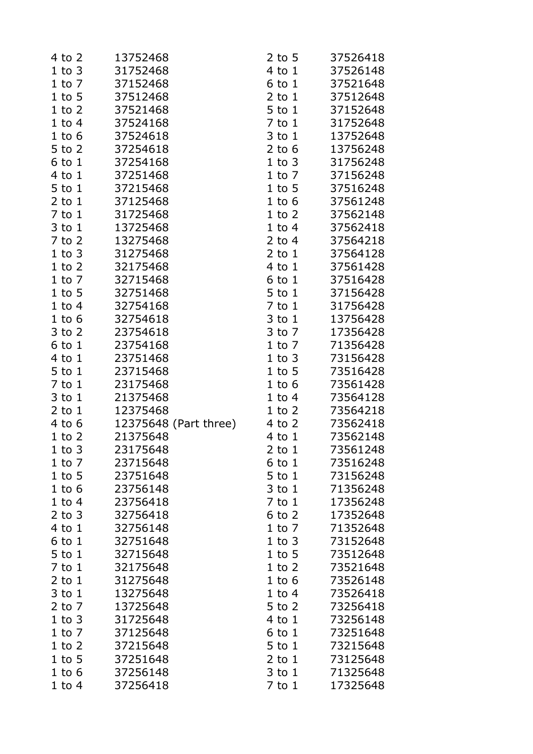| | |
|---|---|
| 4 to 2 | 13752468 |
| 1 to 3 | 31752468 |
| 1 to 7 | 37152468 |
| 1 to 5 | 37512468 |
| 1 to 2 | 37521468 |
| 1 to 4 | 37524168 |
| 1 to 6 | 37524618 |
| 5 to 2 | 37254618 |
| 6 to 1 | 37254168 |
| 4 to 1 | 37251468 |
| 5 to 1 | 37215468 |
| 2 to 1 | 37125468 |
| 7 to 1 | 31725468 |
| 3 to 1 | 13725468 |
| 7 to 2 | 13275468 |
| 1 to 3 | 31275468 |
| 1 to 2 | 32175468 |
| 1 to 7 | 32715468 |
| 1 to 5 | 32751468 |
| 1 to 4 | 32754168 |
| 1 to 6 | 32754618 |
| 3 to 2 | 23754618 |
| 6 to 1 | 23754168 |
| 4 to 1 | 23751468 |
| 5 to 1 | 23715468 |
| 7 to 1 | 23175468 |
| 3 to 1 | 21375468 |
| 2 to 1 | 12375468 |
| 4 to 6 | 12375648 (Part three) |
| 1 to 2 | 21375648 |
| 1 to 3 | 23175648 |
| 1 to 7 | 23715648 |
| 1 to 5 | 23751648 |
| 1 to 6 | 23756148 |
| 1 to 4 | 23756418 |
| 2 to 3 | 32756418 |
| 4 to 1 | 32756148 |
| 6 to 1 | 32751648 |
| 5 to 1 | 32715648 |
| 7 to 1 | 32175648 |
| 2 to 1 | 31275648 |
| 3 to 1 | 13275648 |
| 2 to 7 | 13725648 |
| 1 to 3 | 31725648 |
| 1 to 7 | 37125648 |
| 1 to 2 | 37215648 |
| 1 to 5 | 37251648 |
| 1 to 6 | 37256148 |
| 1 to 4 | 37256418 |
| 2 to 5 | 37526418 |
| 4 to 1 | 37526148 |
| 6 to 1 | 37521648 |
| 2 to 1 | 37512648 |
| 5 to 1 | 37152648 |
| 7 to 1 | 31752648 |
| 3 to 1 | 13752648 |
| 2 to 6 | 13756248 |
| 1 to 3 | 31756248 |
| 1 to 7 | 37156248 |
| 1 to 5 | 37516248 |
| 1 to 6 | 37561248 |
| 1 to 2 | 37562148 |
| 1 to 4 | 37562418 |
| 2 to 4 | 37564218 |
| 2 to 1 | 37564128 |
| 4 to 1 | 37561428 |
| 6 to 1 | 37516428 |
| 5 to 1 | 37156428 |
| 7 to 1 | 31756428 |
| 3 to 1 | 13756428 |
| 3 to 7 | 17356428 |
| 1 to 7 | 71356428 |
| 1 to 3 | 73156428 |
| 1 to 5 | 73516428 |
| 1 to 6 | 73561428 |
| 1 to 4 | 73564128 |
| 1 to 2 | 73564218 |
| 4 to 2 | 73562418 |
| 4 to 1 | 73562148 |
| 2 to 1 | 73561248 |
| 6 to 1 | 73516248 |
| 5 to 1 | 73156248 |
| 3 to 1 | 71356248 |
| 7 to 1 | 17356248 |
| 6 to 2 | 17352648 |
| 1 to 7 | 71352648 |
| 1 to 3 | 73152648 |
| 1 to 5 | 73512648 |
| 1 to 2 | 73521648 |
| 1 to 6 | 73526148 |
| 1 to 4 | 73526418 |
| 5 to 2 | 73256418 |
| 4 to 1 | 73256148 |
| 6 to 1 | 73251648 |
| 5 to 1 | 73215648 |
| 2 to 1 | 73125648 |
| 3 to 1 | 71325648 |
| 7 to 1 | 17325648 |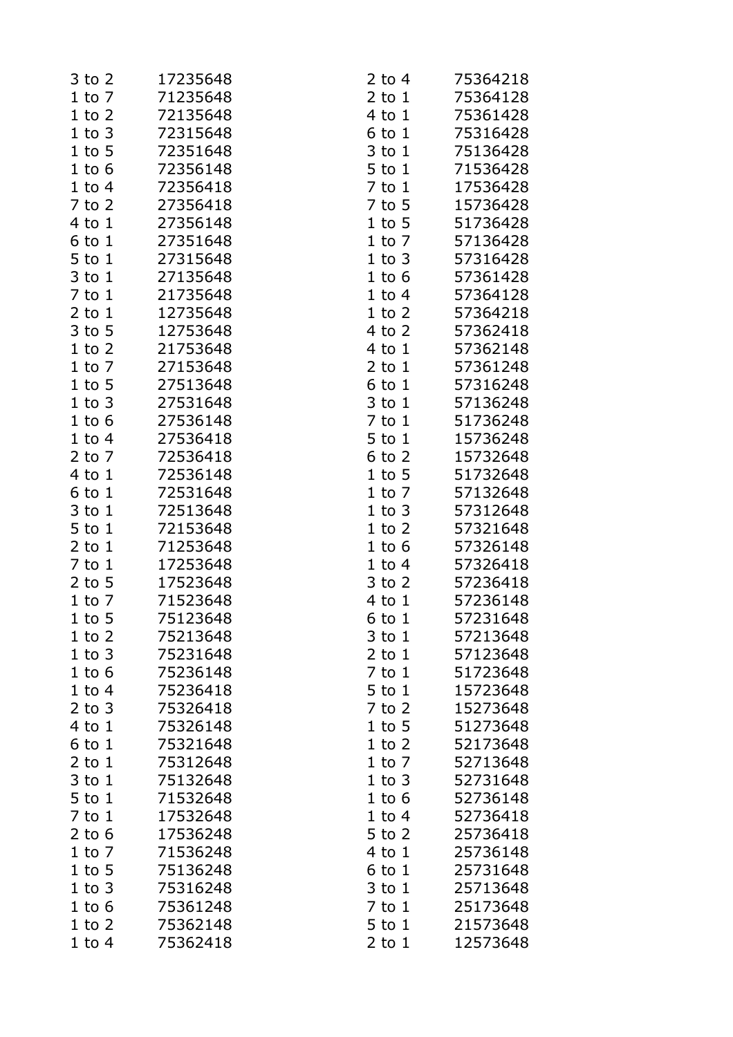| | |
|---|---|
| 3 to 2 | 17235648 |
| 1 to 7 | 71235648 |
| 1 to 2 | 72135648 |
| 1 to 3 | 72315648 |
| 1 to 5 | 72351648 |
| 1 to 6 | 72356148 |
| 1 to 4 | 72356418 |
| 7 to 2 | 27356418 |
| 4 to 1 | 27356148 |
| 6 to 1 | 27351648 |
| 5 to 1 | 27315648 |
| 3 to 1 | 27135648 |
| 7 to 1 | 21735648 |
| 2 to 1 | 12735648 |
| 3 to 5 | 12753648 |
| 1 to 2 | 21753648 |
| 1 to 7 | 27153648 |
| 1 to 5 | 27513648 |
| 1 to 3 | 27531648 |
| 1 to 6 | 27536148 |
| 1 to 4 | 27536418 |
| 2 to 7 | 72536418 |
| 4 to 1 | 72536148 |
| 6 to 1 | 72531648 |
| 3 to 1 | 72513648 |
| 5 to 1 | 72153648 |
| 2 to 1 | 71253648 |
| 7 to 1 | 17253648 |
| 2 to 5 | 17523648 |
| 1 to 7 | 71523648 |
| 1 to 5 | 75123648 |
| 1 to 2 | 75213648 |
| 1 to 3 | 75231648 |
| 1 to 6 | 75236148 |
| 1 to 4 | 75236418 |
| 2 to 3 | 75326418 |
| 4 to 1 | 75326148 |
| 6 to 1 | 75321648 |
| 2 to 1 | 75312648 |
| 3 to 1 | 75132648 |
| 5 to 1 | 71532648 |
| 7 to 1 | 17532648 |
| 2 to 6 | 17536248 |
| 1 to 7 | 71536248 |
| 1 to 5 | 75136248 |
| 1 to 3 | 75316248 |
| 1 to 6 | 75361248 |
| 1 to 2 | 75362148 |
| 1 to 4 | 75362418 |
| 2 to 4 | 75364218 |
| 2 to 1 | 75364128 |
| 4 to 1 | 75361428 |
| 6 to 1 | 75316428 |
| 3 to 1 | 75136428 |
| 5 to 1 | 71536428 |
| 7 to 1 | 17536428 |
| 7 to 5 | 15736428 |
| 1 to 5 | 51736428 |
| 1 to 7 | 57136428 |
| 1 to 3 | 57316428 |
| 1 to 6 | 57361428 |
| 1 to 4 | 57364128 |
| 1 to 2 | 57364218 |
| 4 to 2 | 57362418 |
| 4 to 1 | 57362148 |
| 2 to 1 | 57361248 |
| 6 to 1 | 57316248 |
| 3 to 1 | 57136248 |
| 7 to 1 | 51736248 |
| 5 to 1 | 15736248 |
| 6 to 2 | 15732648 |
| 1 to 5 | 51732648 |
| 1 to 7 | 57132648 |
| 1 to 3 | 57312648 |
| 1 to 2 | 57321648 |
| 1 to 6 | 57326148 |
| 1 to 4 | 57326418 |
| 3 to 2 | 57236418 |
| 4 to 1 | 57236148 |
| 6 to 1 | 57231648 |
| 3 to 1 | 57213648 |
| 2 to 1 | 57123648 |
| 7 to 1 | 51723648 |
| 5 to 1 | 15723648 |
| 7 to 2 | 15273648 |
| 1 to 5 | 51273648 |
| 1 to 2 | 52173648 |
| 1 to 7 | 52713648 |
| 1 to 3 | 52731648 |
| 1 to 6 | 52736148 |
| 1 to 4 | 52736418 |
| 5 to 2 | 25736418 |
| 4 to 1 | 25736148 |
| 6 to 1 | 25731648 |
| 3 to 1 | 25713648 |
| 7 to 1 | 25173648 |
| 5 to 1 | 21573648 |
| 2 to 1 | 12573648 |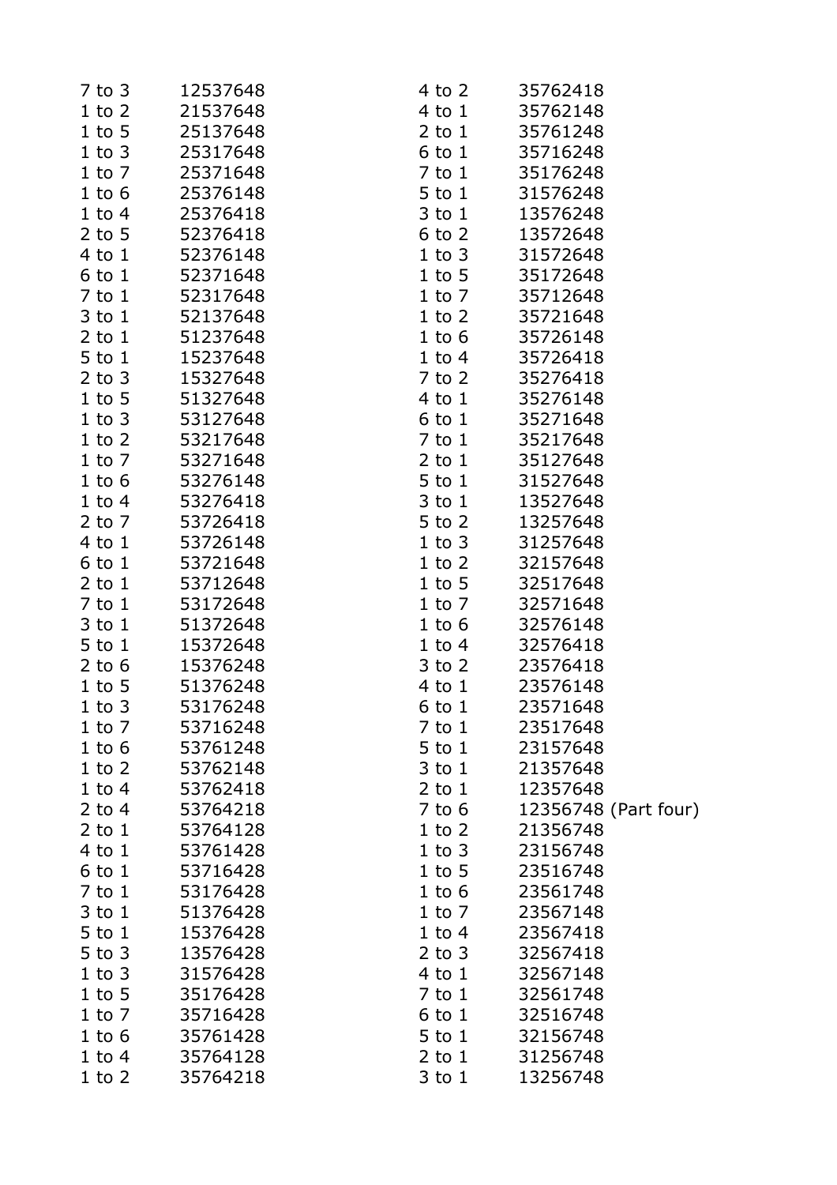| | |
|---|---|
| 7 to 3 | 12537648 |
| 1 to 2 | 21537648 |
| 1 to 5 | 25137648 |
| 1 to 3 | 25317648 |
| 1 to 7 | 25371648 |
| 1 to 6 | 25376148 |
| 1 to 4 | 25376418 |
| 2 to 5 | 52376418 |
| 4 to 1 | 52376148 |
| 6 to 1 | 52371648 |
| 7 to 1 | 52317648 |
| 3 to 1 | 52137648 |
| 2 to 1 | 51237648 |
| 5 to 1 | 15237648 |
| 2 to 3 | 15327648 |
| 1 to 5 | 51327648 |
| 1 to 3 | 53127648 |
| 1 to 2 | 53217648 |
| 1 to 7 | 53271648 |
| 1 to 6 | 53276148 |
| 1 to 4 | 53276418 |
| 2 to 7 | 53726418 |
| 4 to 1 | 53726148 |
| 6 to 1 | 53721648 |
| 2 to 1 | 53712648 |
| 7 to 1 | 53172648 |
| 3 to 1 | 51372648 |
| 5 to 1 | 15372648 |
| 2 to 6 | 15376248 |
| 1 to 5 | 51376248 |
| 1 to 3 | 53176248 |
| 1 to 7 | 53716248 |
| 1 to 6 | 53761248 |
| 1 to 2 | 53762148 |
| 1 to 4 | 53762418 |
| 2 to 4 | 53764218 |
| 2 to 1 | 53764128 |
| 4 to 1 | 53761428 |
| 6 to 1 | 53716428 |
| 7 to 1 | 53176428 |
| 3 to 1 | 51376428 |
| 5 to 1 | 15376428 |
| 5 to 3 | 13576428 |
| 1 to 3 | 31576428 |
| 1 to 5 | 35176428 |
| 1 to 7 | 35716428 |
| 1 to 6 | 35761428 |
| 1 to 4 | 35764128 |
| 1 to 2 | 35764218 |
| 4 to 2 | 35762418 |
| 4 to 1 | 35762148 |
| 2 to 1 | 35761248 |
| 6 to 1 | 35716248 |
| 7 to 1 | 35176248 |
| 5 to 1 | 31576248 |
| 3 to 1 | 13576248 |
| 6 to 2 | 13572648 |
| 1 to 3 | 31572648 |
| 1 to 5 | 35172648 |
| 1 to 7 | 35712648 |
| 1 to 2 | 35721648 |
| 1 to 6 | 35726148 |
| 1 to 4 | 35726418 |
| 7 to 2 | 35276418 |
| 4 to 1 | 35276148 |
| 6 to 1 | 35271648 |
| 7 to 1 | 35217648 |
| 2 to 1 | 35127648 |
| 5 to 1 | 31527648 |
| 3 to 1 | 13527648 |
| 5 to 2 | 13257648 |
| 1 to 3 | 31257648 |
| 1 to 2 | 32157648 |
| 1 to 5 | 32517648 |
| 1 to 7 | 32571648 |
| 1 to 6 | 32576148 |
| 1 to 4 | 32576418 |
| 3 to 2 | 23576418 |
| 4 to 1 | 23576148 |
| 6 to 1 | 23571648 |
| 7 to 1 | 23517648 |
| 5 to 1 | 23157648 |
| 3 to 1 | 21357648 |
| 2 to 1 | 12357648 |
| 7 to 6 | 12356748 (Part four) |
| 1 to 2 | 21356748 |
| 1 to 3 | 23156748 |
| 1 to 5 | 23516748 |
| 1 to 6 | 23561748 |
| 1 to 7 | 23567148 |
| 1 to 4 | 23567418 |
| 2 to 3 | 32567418 |
| 4 to 1 | 32567148 |
| 7 to 1 | 32561748 |
| 6 to 1 | 32516748 |
| 5 to 1 | 32156748 |
| 2 to 1 | 31256748 |
| 3 to 1 | 13256748 |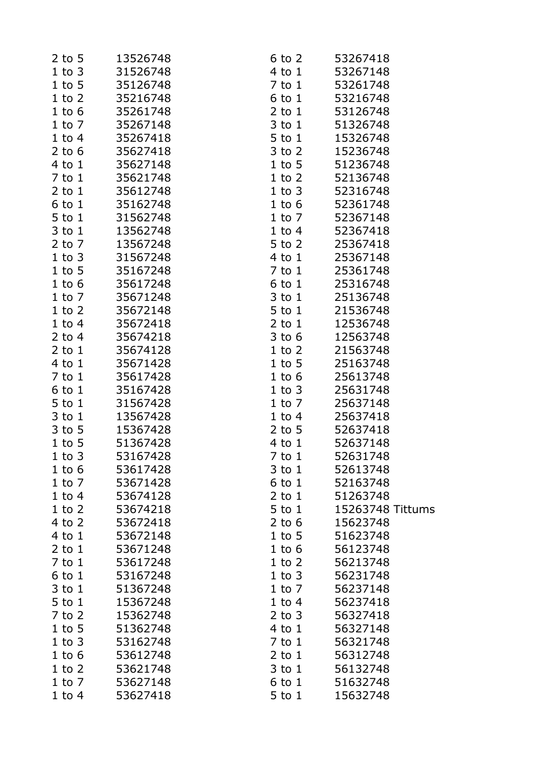| | | | |
|---|---|---|---|
| 2 to 5 | 13526748 | 6 to 2 | 53267418 |
| 1 to 3 | 31526748 | 4 to 1 | 53267148 |
| 1 to 5 | 35126748 | 7 to 1 | 53261748 |
| 1 to 2 | 35216748 | 6 to 1 | 53216748 |
| 1 to 6 | 35261748 | 2 to 1 | 53126748 |
| 1 to 7 | 35267148 | 3 to 1 | 51326748 |
| 1 to 4 | 35267418 | 5 to 1 | 15326748 |
| 2 to 6 | 35627418 | 3 to 2 | 15236748 |
| 4 to 1 | 35627148 | 1 to 5 | 51236748 |
| 7 to 1 | 35621748 | 1 to 2 | 52136748 |
| 2 to 1 | 35612748 | 1 to 3 | 52316748 |
| 6 to 1 | 35162748 | 1 to 6 | 52361748 |
| 5 to 1 | 31562748 | 1 to 7 | 52367148 |
| 3 to 1 | 13562748 | 1 to 4 | 52367418 |
| 2 to 7 | 13567248 | 5 to 2 | 25367418 |
| 1 to 3 | 31567248 | 4 to 1 | 25367148 |
| 1 to 5 | 35167248 | 7 to 1 | 25361748 |
| 1 to 6 | 35617248 | 6 to 1 | 25316748 |
| 1 to 7 | 35671248 | 3 to 1 | 25136748 |
| 1 to 2 | 35672148 | 5 to 1 | 21536748 |
| 1 to 4 | 35672418 | 2 to 1 | 12536748 |
| 2 to 4 | 35674218 | 3 to 6 | 12563748 |
| 2 to 1 | 35674128 | 1 to 2 | 21563748 |
| 4 to 1 | 35671428 | 1 to 5 | 25163748 |
| 7 to 1 | 35617428 | 1 to 6 | 25613748 |
| 6 to 1 | 35167428 | 1 to 3 | 25631748 |
| 5 to 1 | 31567428 | 1 to 7 | 25637148 |
| 3 to 1 | 13567428 | 1 to 4 | 25637418 |
| 3 to 5 | 15367428 | 2 to 5 | 52637418 |
| 1 to 5 | 51367428 | 4 to 1 | 52637148 |
| 1 to 3 | 53167428 | 7 to 1 | 52631748 |
| 1 to 6 | 53617428 | 3 to 1 | 52613748 |
| 1 to 7 | 53671428 | 6 to 1 | 52163748 |
| 1 to 4 | 53674128 | 2 to 1 | 51263748 |
| 1 to 2 | 53674218 | 5 to 1 | 15263748 Tittums |
| 4 to 2 | 53672418 | 2 to 6 | 15623748 |
| 4 to 1 | 53672148 | 1 to 5 | 51623748 |
| 2 to 1 | 53671248 | 1 to 6 | 56123748 |
| 7 to 1 | 53617248 | 1 to 2 | 56213748 |
| 6 to 1 | 53167248 | 1 to 3 | 56231748 |
| 3 to 1 | 51367248 | 1 to 7 | 56237148 |
| 5 to 1 | 15367248 | 1 to 4 | 56237418 |
| 7 to 2 | 15362748 | 2 to 3 | 56327418 |
| 1 to 5 | 51362748 | 4 to 1 | 56327148 |
| 1 to 3 | 53162748 | 7 to 1 | 56321748 |
| 1 to 6 | 53612748 | 2 to 1 | 56312748 |
| 1 to 2 | 53621748 | 3 to 1 | 56132748 |
| 1 to 7 | 53627148 | 6 to 1 | 51632748 |
| 1 to 4 | 53627418 | 5 to 1 | 15632748 |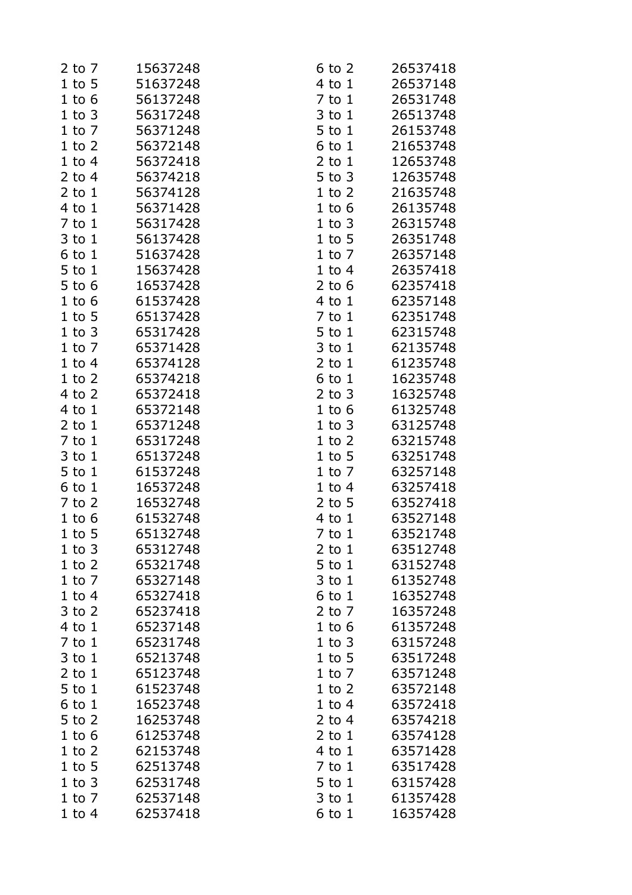| | | | |
|---|---|---|---|
| 2 to 7 | 15637248 | 6 to 2 | 26537418 |
| 1 to 5 | 51637248 | 4 to 1 | 26537148 |
| 1 to 6 | 56137248 | 7 to 1 | 26531748 |
| 1 to 3 | 56317248 | 3 to 1 | 26513748 |
| 1 to 7 | 56371248 | 5 to 1 | 26153748 |
| 1 to 2 | 56372148 | 6 to 1 | 21653748 |
| 1 to 4 | 56372418 | 2 to 1 | 12653748 |
| 2 to 4 | 56374218 | 5 to 3 | 12635748 |
| 2 to 1 | 56374128 | 1 to 2 | 21635748 |
| 4 to 1 | 56371428 | 1 to 6 | 26135748 |
| 7 to 1 | 56317428 | 1 to 3 | 26315748 |
| 3 to 1 | 56137428 | 1 to 5 | 26351748 |
| 6 to 1 | 51637428 | 1 to 7 | 26357148 |
| 5 to 1 | 15637428 | 1 to 4 | 26357418 |
| 5 to 6 | 16537428 | 2 to 6 | 62357418 |
| 1 to 6 | 61537428 | 4 to 1 | 62357148 |
| 1 to 5 | 65137428 | 7 to 1 | 62351748 |
| 1 to 3 | 65317428 | 5 to 1 | 62315748 |
| 1 to 7 | 65371428 | 3 to 1 | 62135748 |
| 1 to 4 | 65374128 | 2 to 1 | 61235748 |
| 1 to 2 | 65374218 | 6 to 1 | 16235748 |
| 4 to 2 | 65372418 | 2 to 3 | 16325748 |
| 4 to 1 | 65372148 | 1 to 6 | 61325748 |
| 2 to 1 | 65371248 | 1 to 3 | 63125748 |
| 7 to 1 | 65317248 | 1 to 2 | 63215748 |
| 3 to 1 | 65137248 | 1 to 5 | 63251748 |
| 5 to 1 | 61537248 | 1 to 7 | 63257148 |
| 6 to 1 | 16537248 | 1 to 4 | 63257418 |
| 7 to 2 | 16532748 | 2 to 5 | 63527418 |
| 1 to 6 | 61532748 | 4 to 1 | 63527148 |
| 1 to 5 | 65132748 | 7 to 1 | 63521748 |
| 1 to 3 | 65312748 | 2 to 1 | 63512748 |
| 1 to 2 | 65321748 | 5 to 1 | 63152748 |
| 1 to 7 | 65327148 | 3 to 1 | 61352748 |
| 1 to 4 | 65327418 | 6 to 1 | 16352748 |
| 3 to 2 | 65237418 | 2 to 7 | 16357248 |
| 4 to 1 | 65237148 | 1 to 6 | 61357248 |
| 7 to 1 | 65231748 | 1 to 3 | 63157248 |
| 3 to 1 | 65213748 | 1 to 5 | 63517248 |
| 2 to 1 | 65123748 | 1 to 7 | 63571248 |
| 5 to 1 | 61523748 | 1 to 2 | 63572148 |
| 6 to 1 | 16523748 | 1 to 4 | 63572418 |
| 5 to 2 | 16253748 | 2 to 4 | 63574218 |
| 1 to 6 | 61253748 | 2 to 1 | 63574128 |
| 1 to 2 | 62153748 | 4 to 1 | 63571428 |
| 1 to 5 | 62513748 | 7 to 1 | 63517428 |
| 1 to 3 | 62531748 | 5 to 1 | 63157428 |
| 1 to 7 | 62537148 | 3 to 1 | 61357428 |
| 1 to 4 | 62537418 | 6 to 1 | 16357428 |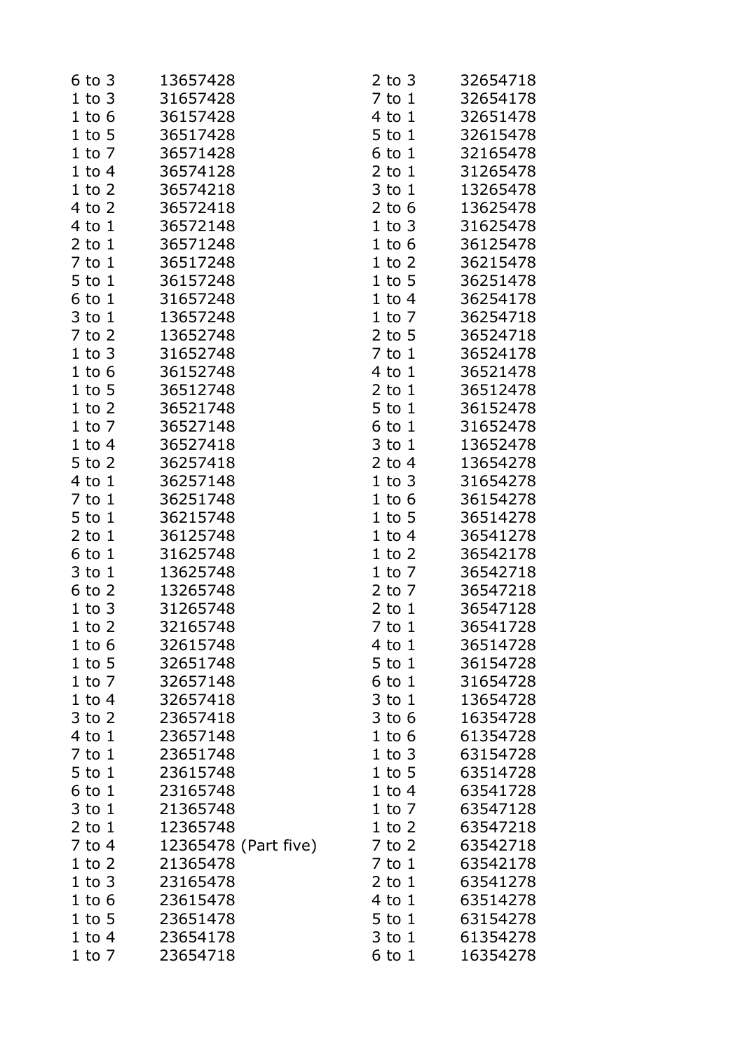6 to 3 13657428
1 to 3 31657428
1 to 6 36157428
1 to 5 36517428
1 to 7 36571428
1 to 4 36574128
1 to 2 36574218
4 to 2 36572418
4 to 1 36572148
2 to 1 36571248
7 to 1 36517248
5 to 1 36157248
6 to 1 31657248
3 to 1 13657248
7 to 2 13652748
1 to 3 31652748
1 to 6 36152748
1 to 5 36512748
1 to 2 36521748
1 to 7 36527148
1 to 4 36527418
5 to 2 36257418
4 to 1 36257148
7 to 1 36251748
5 to 1 36215748
2 to 1 36125748
6 to 1 31625748
3 to 1 13625748
6 to 2 13265748
1 to 3 31265748
1 to 2 32165748
1 to 6 32615748
1 to 5 32651748
1 to 7 32657148
1 to 4 32657418
3 to 2 23657418
4 to 1 23657148
7 to 1 23651748
5 to 1 23615748
6 to 1 23165748
3 to 1 21365748
2 to 1 12365748
7 to 4 12365478 (Part five)
1 to 2 21365478
1 to 3 23165478
1 to 6 23615478
1 to 5 23651478
1 to 4 23654178
1 to 7 23654718
2 to 3 32654718
7 to 1 32654178
4 to 1 32651478
5 to 1 32615478
6 to 1 32165478
2 to 1 31265478
3 to 1 13265478
2 to 6 13625478
1 to 3 31625478
1 to 6 36125478
1 to 2 36215478
1 to 5 36251478
1 to 4 36254178
1 to 7 36254718
2 to 5 36524718
7 to 1 36524178
4 to 1 36521478
2 to 1 36512478
5 to 1 36152478
6 to 1 31652478
3 to 1 13652478
2 to 4 13654278
1 to 3 31654278
1 to 6 36154278
1 to 5 36514278
1 to 4 36541278
1 to 2 36542178
1 to 7 36542718
2 to 7 36547218
2 to 1 36547128
7 to 1 36541728
4 to 1 36514728
5 to 1 36154728
6 to 1 31654728
3 to 1 13654728
3 to 6 16354728
1 to 6 61354728
1 to 3 63154728
1 to 5 63514728
1 to 4 63541728
1 to 7 63547128
1 to 2 63547218
7 to 2 63542718
7 to 1 63542178
2 to 1 63541278
4 to 1 63514278
5 to 1 63154278
3 to 1 61354278
6 to 1 16354278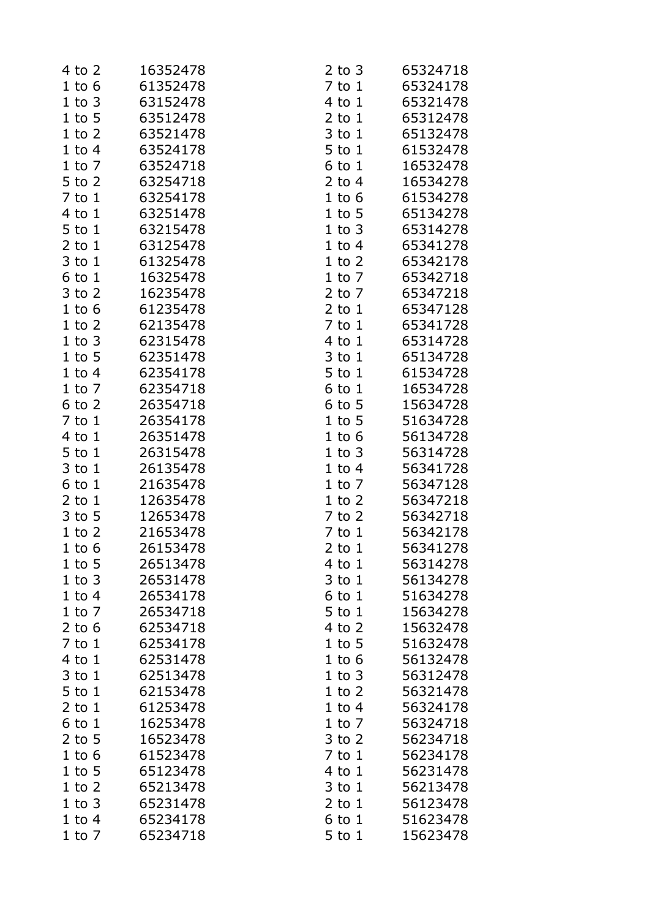| | |
|---|---|
| 4 to 2 | 16352478 |
| 1 to 6 | 61352478 |
| 1 to 3 | 63152478 |
| 1 to 5 | 63512478 |
| 1 to 2 | 63521478 |
| 1 to 4 | 63524178 |
| 1 to 7 | 63524718 |
| 5 to 2 | 63254718 |
| 7 to 1 | 63254178 |
| 4 to 1 | 63251478 |
| 5 to 1 | 63215478 |
| 2 to 1 | 63125478 |
| 3 to 1 | 61325478 |
| 6 to 1 | 16325478 |
| 3 to 2 | 16235478 |
| 1 to 6 | 61235478 |
| 1 to 2 | 62135478 |
| 1 to 3 | 62315478 |
| 1 to 5 | 62351478 |
| 1 to 4 | 62354178 |
| 1 to 7 | 62354718 |
| 6 to 2 | 26354718 |
| 7 to 1 | 26354178 |
| 4 to 1 | 26351478 |
| 5 to 1 | 26315478 |
| 3 to 1 | 26135478 |
| 6 to 1 | 21635478 |
| 2 to 1 | 12635478 |
| 3 to 5 | 12653478 |
| 1 to 2 | 21653478 |
| 1 to 6 | 26153478 |
| 1 to 5 | 26513478 |
| 1 to 3 | 26531478 |
| 1 to 4 | 26534178 |
| 1 to 7 | 26534718 |
| 2 to 6 | 62534718 |
| 7 to 1 | 62534178 |
| 4 to 1 | 62531478 |
| 3 to 1 | 62513478 |
| 5 to 1 | 62153478 |
| 2 to 1 | 61253478 |
| 6 to 1 | 16253478 |
| 2 to 5 | 16523478 |
| 1 to 6 | 61523478 |
| 1 to 5 | 65123478 |
| 1 to 2 | 65213478 |
| 1 to 3 | 65231478 |
| 1 to 4 | 65234178 |
| 1 to 7 | 65234718 |
| 2 to 3 | 65324718 |
| 7 to 1 | 65324178 |
| 4 to 1 | 65321478 |
| 2 to 1 | 65312478 |
| 3 to 1 | 65132478 |
| 5 to 1 | 61532478 |
| 6 to 1 | 16532478 |
| 2 to 4 | 16534278 |
| 1 to 6 | 61534278 |
| 1 to 5 | 65134278 |
| 1 to 3 | 65314278 |
| 1 to 4 | 65341278 |
| 1 to 2 | 65342178 |
| 1 to 7 | 65342718 |
| 2 to 7 | 65347218 |
| 2 to 1 | 65347128 |
| 7 to 1 | 65341728 |
| 4 to 1 | 65314728 |
| 3 to 1 | 65134728 |
| 5 to 1 | 61534728 |
| 6 to 1 | 16534728 |
| 6 to 5 | 15634728 |
| 1 to 5 | 51634728 |
| 1 to 6 | 56134728 |
| 1 to 3 | 56314728 |
| 1 to 4 | 56341728 |
| 1 to 7 | 56347128 |
| 1 to 2 | 56347218 |
| 7 to 2 | 56342718 |
| 7 to 1 | 56342178 |
| 2 to 1 | 56341278 |
| 4 to 1 | 56314278 |
| 3 to 1 | 56134278 |
| 6 to 1 | 51634278 |
| 5 to 1 | 15634278 |
| 4 to 2 | 15632478 |
| 1 to 5 | 51632478 |
| 1 to 6 | 56132478 |
| 1 to 3 | 56312478 |
| 1 to 2 | 56321478 |
| 1 to 4 | 56324178 |
| 1 to 7 | 56324718 |
| 3 to 2 | 56234718 |
| 7 to 1 | 56234178 |
| 4 to 1 | 56231478 |
| 3 to 1 | 56213478 |
| 2 to 1 | 56123478 |
| 6 to 1 | 51623478 |
| 5 to 1 | 15623478 |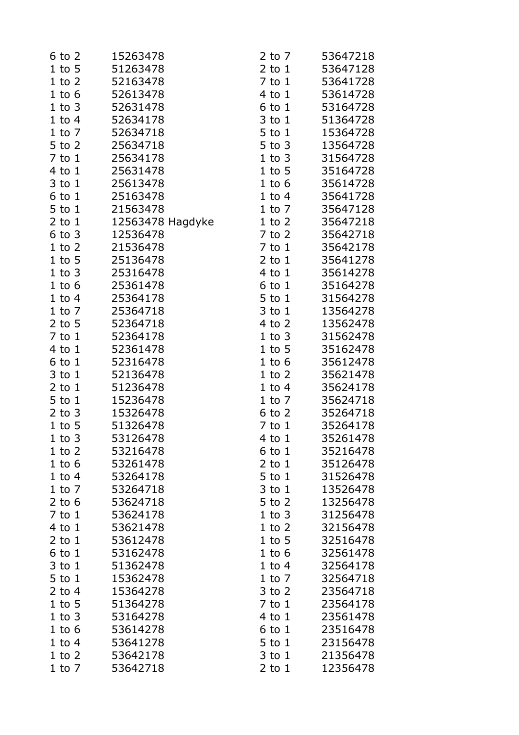| | | | | |
|---|---|---|---|---|
| 6 to 2 | 15263478 | | 2 to 7 | 53647218 |
| 1 to 5 | 51263478 | | 2 to 1 | 53647128 |
| 1 to 2 | 52163478 | | 7 to 1 | 53641728 |
| 1 to 6 | 52613478 | | 4 to 1 | 53614728 |
| 1 to 3 | 52631478 | | 6 to 1 | 53164728 |
| 1 to 4 | 52634178 | | 3 to 1 | 51364728 |
| 1 to 7 | 52634718 | | 5 to 1 | 15364728 |
| 5 to 2 | 25634718 | | 5 to 3 | 13564728 |
| 7 to 1 | 25634178 | | 1 to 3 | 31564728 |
| 4 to 1 | 25631478 | | 1 to 5 | 35164728 |
| 3 to 1 | 25613478 | | 1 to 6 | 35614728 |
| 6 to 1 | 25163478 | | 1 to 4 | 35641728 |
| 5 to 1 | 21563478 | | 1 to 7 | 35647128 |
| 2 to 1 | 12563478 | Hagdyke | 1 to 2 | 35647218 |
| 6 to 3 | 12536478 | | 7 to 2 | 35642718 |
| 1 to 2 | 21536478 | | 7 to 1 | 35642178 |
| 1 to 5 | 25136478 | | 2 to 1 | 35641278 |
| 1 to 3 | 25316478 | | 4 to 1 | 35614278 |
| 1 to 6 | 25361478 | | 6 to 1 | 35164278 |
| 1 to 4 | 25364178 | | 5 to 1 | 31564278 |
| 1 to 7 | 25364718 | | 3 to 1 | 13564278 |
| 2 to 5 | 52364718 | | 4 to 2 | 13562478 |
| 7 to 1 | 52364178 | | 1 to 3 | 31562478 |
| 4 to 1 | 52361478 | | 1 to 5 | 35162478 |
| 6 to 1 | 52316478 | | 1 to 6 | 35612478 |
| 3 to 1 | 52136478 | | 1 to 2 | 35621478 |
| 2 to 1 | 51236478 | | 1 to 4 | 35624178 |
| 5 to 1 | 15236478 | | 1 to 7 | 35624718 |
| 2 to 3 | 15326478 | | 6 to 2 | 35264718 |
| 1 to 5 | 51326478 | | 7 to 1 | 35264178 |
| 1 to 3 | 53126478 | | 4 to 1 | 35261478 |
| 1 to 2 | 53216478 | | 6 to 1 | 35216478 |
| 1 to 6 | 53261478 | | 2 to 1 | 35126478 |
| 1 to 4 | 53264178 | | 5 to 1 | 31526478 |
| 1 to 7 | 53264718 | | 3 to 1 | 13526478 |
| 2 to 6 | 53624718 | | 5 to 2 | 13256478 |
| 7 to 1 | 53624178 | | 1 to 3 | 31256478 |
| 4 to 1 | 53621478 | | 1 to 2 | 32156478 |
| 2 to 1 | 53612478 | | 1 to 5 | 32516478 |
| 6 to 1 | 53162478 | | 1 to 6 | 32561478 |
| 3 to 1 | 51362478 | | 1 to 4 | 32564178 |
| 5 to 1 | 15362478 | | 1 to 7 | 32564718 |
| 2 to 4 | 15364278 | | 3 to 2 | 23564718 |
| 1 to 5 | 51364278 | | 7 to 1 | 23564178 |
| 1 to 3 | 53164278 | | 4 to 1 | 23561478 |
| 1 to 6 | 53614278 | | 6 to 1 | 23516478 |
| 1 to 4 | 53641278 | | 5 to 1 | 23156478 |
| 1 to 2 | 53642178 | | 3 to 1 | 21356478 |
| 1 to 7 | 53642718 | | 2 to 1 | 12356478 |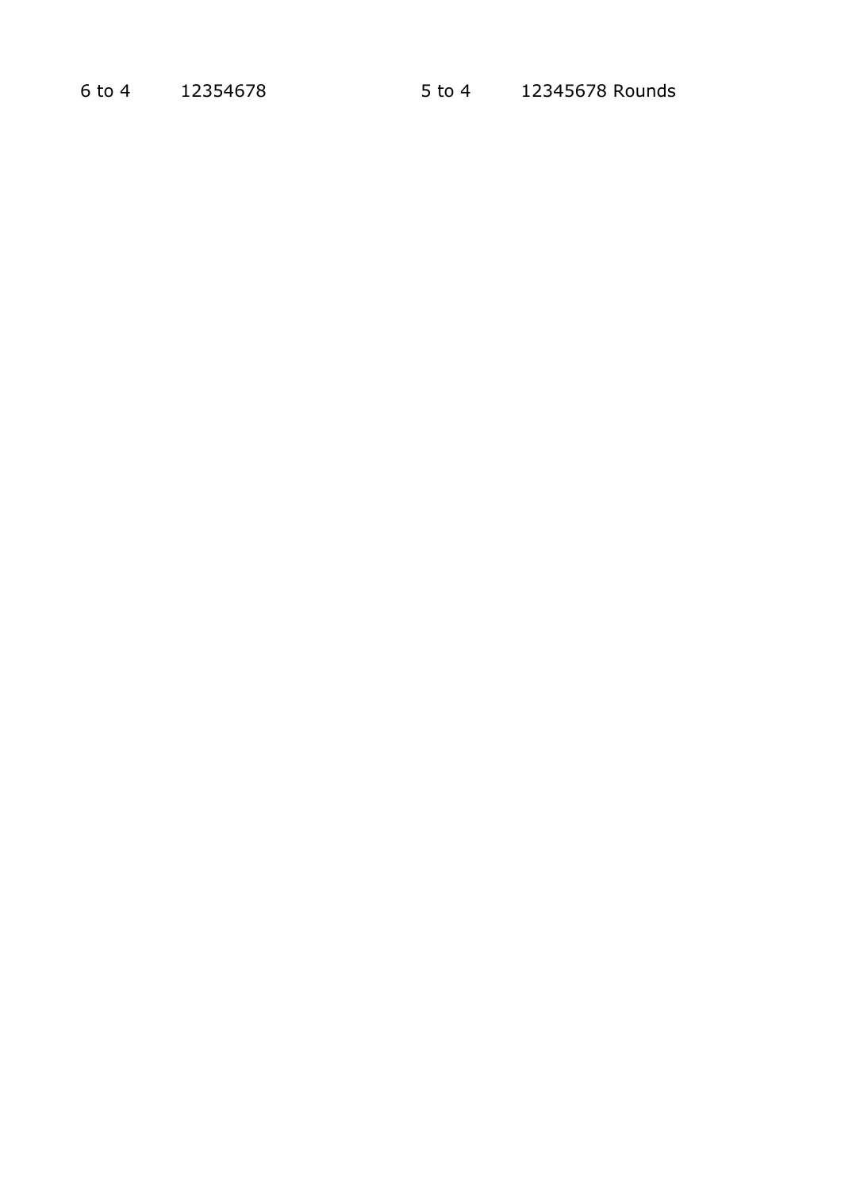6 to 4 12354678 5 to 4 12345678 Rounds